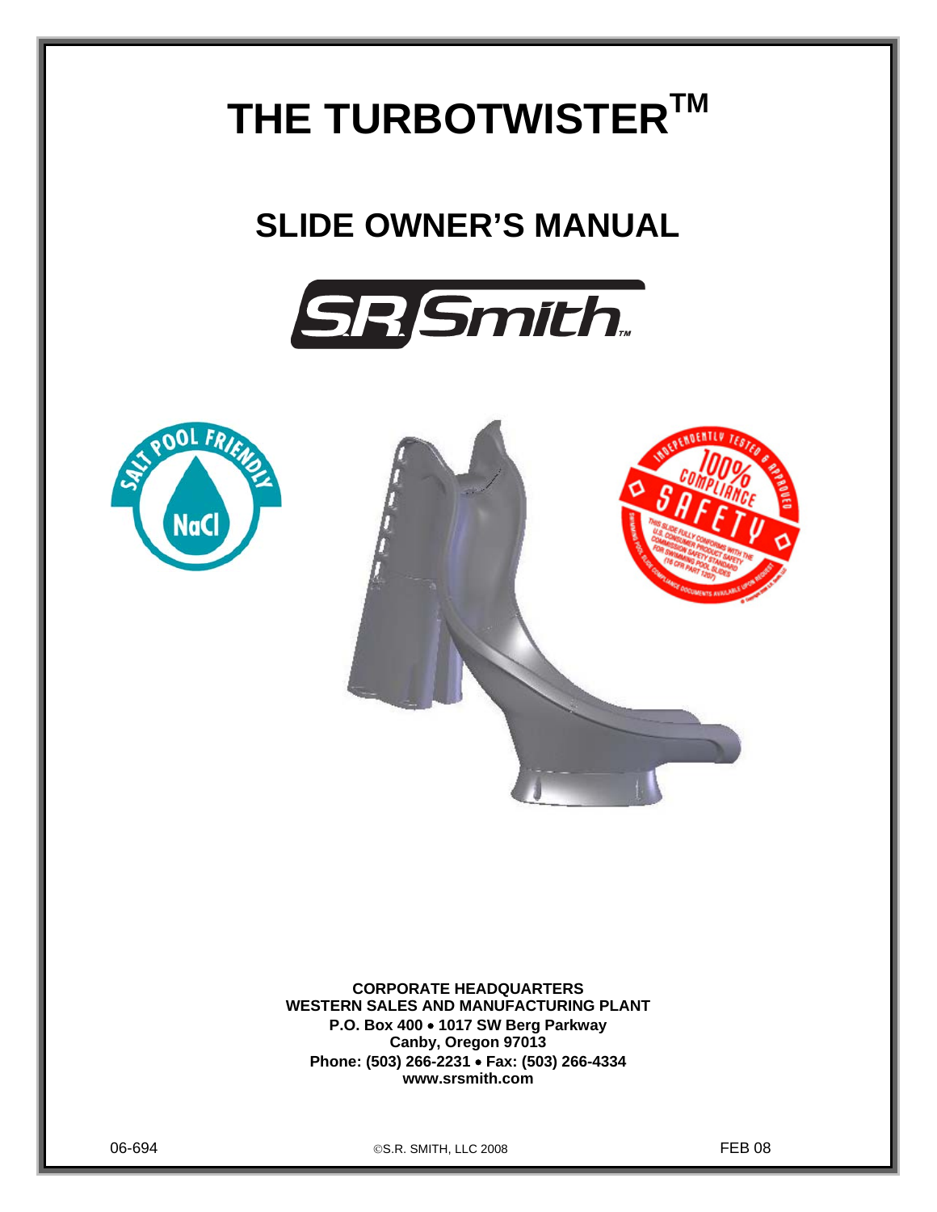# THE TURBOTWISTER™

## SLIDE OWNER'S MANUAL

**CORPORATE HEADQUARTERS**
**WESTERN SALES AND MANUFACTURING PLANT**
**P.O. Box 400 • 1017 SW Berg Parkway**
**Canby, Oregon 97013**
**Phone: (503) 266-2231 • Fax: (503) 266-4334**
**www.srsmith.com**

06-694 ©S.R. SMITH, LLC 2008 FEB 08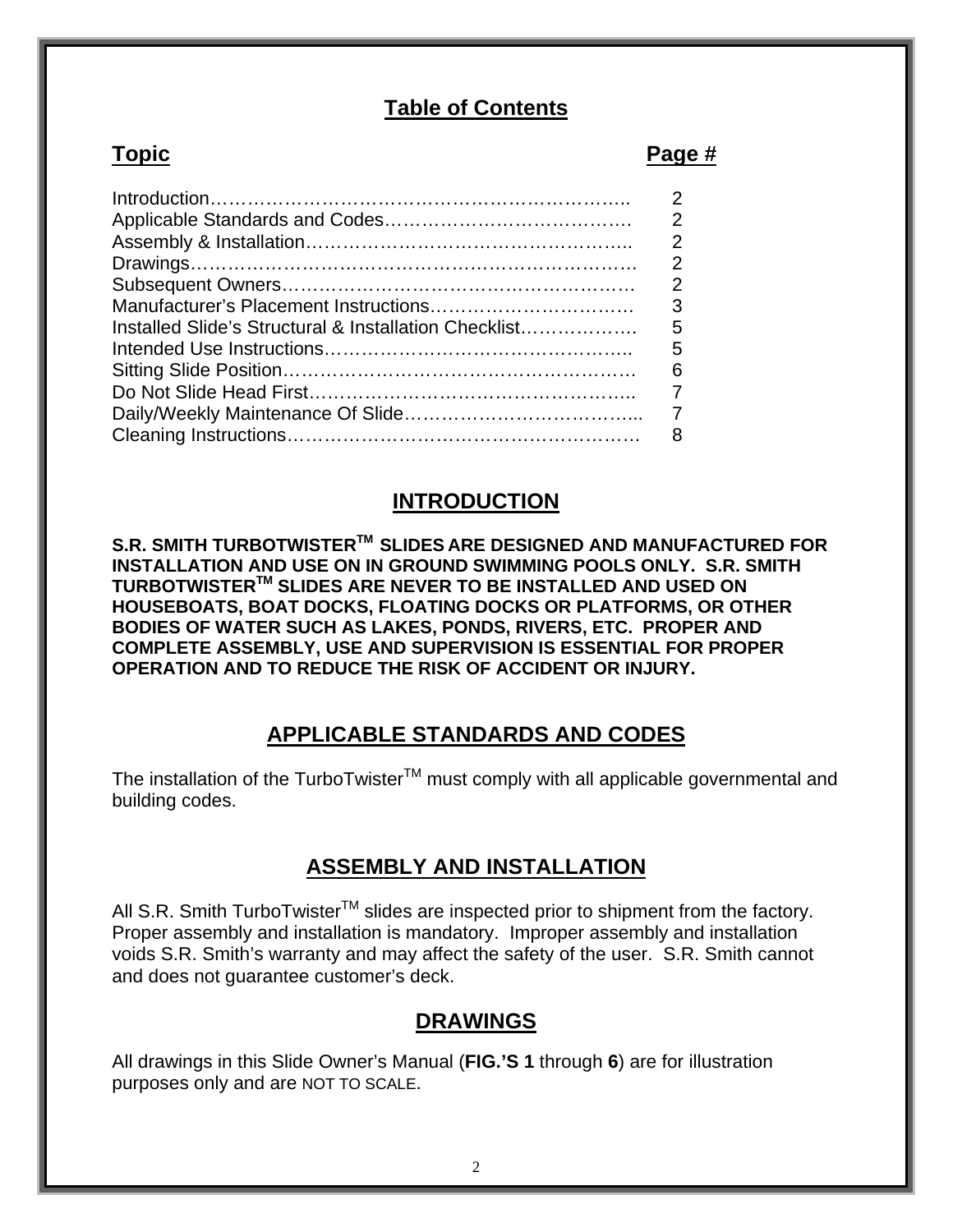## Table of Contents

| Topic | Page # |
|---|---|
| Introduction | 2 |
| Applicable Standards and Codes | 2 |
| Assembly & Installation | 2 |
| Drawings | 2 |
| Subsequent Owners | 2 |
| Manufacturer's Placement Instructions | 3 |
| Installed Slide's Structural & Installation Checklist | 5 |
| Intended Use Instructions | 5 |
| Sitting Slide Position | 6 |
| Do Not Slide Head First | 7 |
| Daily/Weekly Maintenance Of Slide | 7 |
| Cleaning Instructions | 8 |

## INTRODUCTION

**S.R. SMITH TURBOTWISTER™ SLIDES ARE DESIGNED AND MANUFACTURED FOR INSTALLATION AND USE ON IN GROUND SWIMMING POOLS ONLY. S.R. SMITH TURBOTWISTER™ SLIDES ARE NEVER TO BE INSTALLED AND USED ON HOUSEBOATS, BOAT DOCKS, FLOATING DOCKS OR PLATFORMS, OR OTHER BODIES OF WATER SUCH AS LAKES, PONDS, RIVERS, ETC. PROPER AND COMPLETE ASSEMBLY, USE AND SUPERVISION IS ESSENTIAL FOR PROPER OPERATION AND TO REDUCE THE RISK OF ACCIDENT OR INJURY.**

## APPLICABLE STANDARDS AND CODES

The installation of the TurboTwister™ must comply with all applicable governmental and building codes.

## ASSEMBLY AND INSTALLATION

All S.R. Smith TurboTwister™ slides are inspected prior to shipment from the factory. Proper assembly and installation is mandatory. Improper assembly and installation voids S.R. Smith's warranty and may affect the safety of the user. S.R. Smith cannot and does not guarantee customer's deck.

## DRAWINGS

All drawings in this Slide Owner's Manual (**FIG.'S 1** through **6**) are for illustration purposes only and are NOT TO SCALE.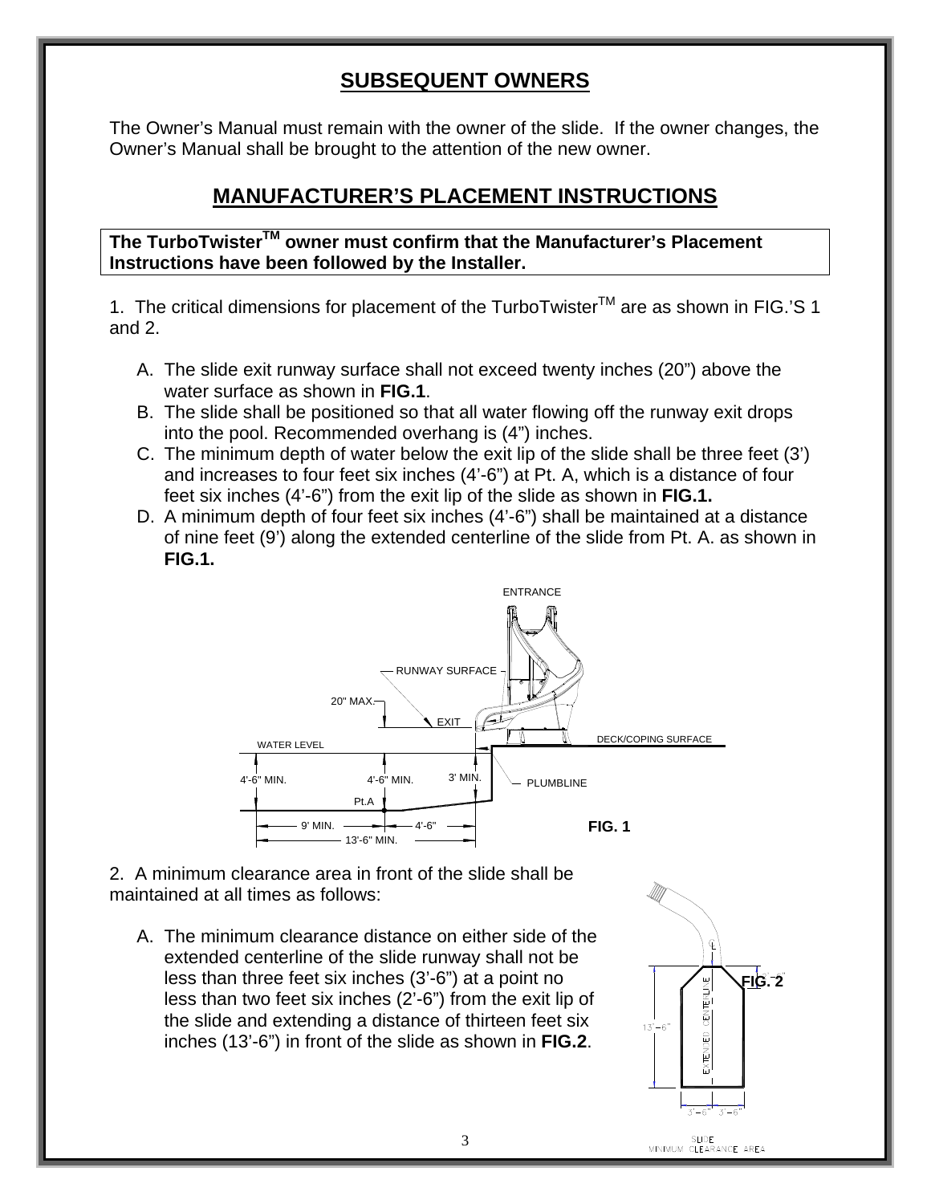## SUBSEQUENT OWNERS

The Owner's Manual must remain with the owner of the slide. If the owner changes, the Owner's Manual shall be brought to the attention of the new owner.

## MANUFACTURER'S PLACEMENT INSTRUCTIONS

**The TurboTwister™ owner must confirm that the Manufacturer's Placement Instructions have been followed by the Installer.**

1. The critical dimensions for placement of the TurboTwister™ are as shown in FIG.'S 1 and 2.

   A. The slide exit runway surface shall not exceed twenty inches (20") above the water surface as shown in **FIG.1**.
   
   B. The slide shall be positioned so that all water flowing off the runway exit drops into the pool. Recommended overhang is (4") inches.
   
   C. The minimum depth of water below the exit lip of the slide shall be three feet (3') and increases to four feet six inches (4'-6") at Pt. A, which is a distance of four feet six inches (4'-6") from the exit lip of the slide as shown in **FIG.1.**
   
   D. A minimum depth of four feet six inches (4'-6") shall be maintained at a distance of nine feet (9') along the extended centerline of the slide from Pt. A. as shown in **FIG.1.**

ENTRANCE, RUNWAY SURFACE, 20" MAX., EXIT, WATER LEVEL, DECK/COPING SURFACE, 4'-6" MIN., 4'-6" MIN., 3' MIN., PLUMBLINE, Pt.A, 9' MIN., 4'-6", 13'-6" MIN.

**FIG. 1**

2. A minimum clearance area in front of the slide shall be maintained at all times as follows:

   A. The minimum clearance distance on either side of the extended centerline of the slide runway shall not be less than three feet six inches (3'-6") at a point no less than two feet six inches (2'-6") from the exit lip of the slide and extending a distance of thirteen feet six inches (13'-6") in front of the slide as shown in **FIG.2**.

EXTENDED CENTERLINE, 13'-6", 3'-6", 3'-6"

**FIG. 2**

SLIDE MINIMUM CLEARANCE AREA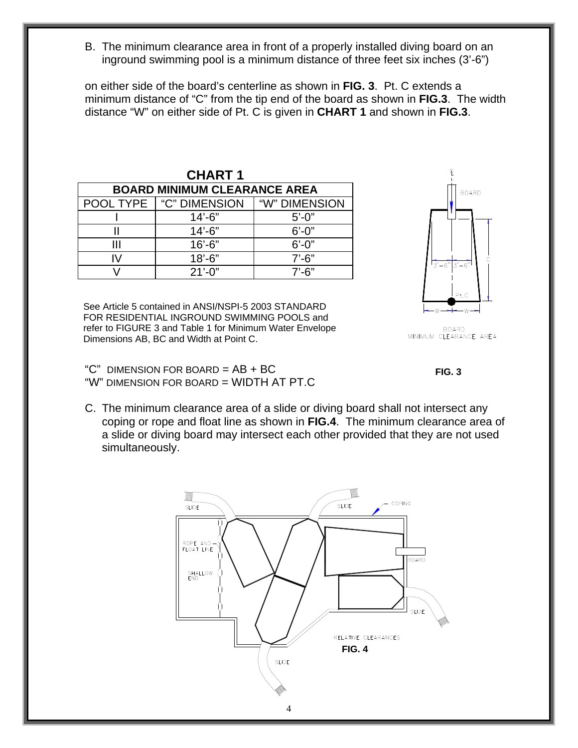B. The minimum clearance area in front of a properly installed diving board on an inground swimming pool is a minimum distance of three feet six inches (3'-6")

on either side of the board's centerline as shown in **FIG. 3**. Pt. C extends a minimum distance of "C" from the tip end of the board as shown in **FIG.3**. The width distance "W" on either side of Pt. C is given in **CHART 1** and shown in **FIG.3**.

**CHART 1**

| BOARD MINIMUM CLEARANCE AREA | | |
|---|---|---|
| POOL TYPE | "C" DIMENSION | "W" DIMENSION |
| I | 14'-6" | 5'-0" |
| II | 14'-6" | 6'-0" |
| III | 16'-6" | 6'-0" |
| IV | 18'-6" | 7'-6" |
| V | 21'-0" | 7'-6" |

See Article 5 contained in ANSI/NSPI-5 2003 STANDARD FOR RESIDENTIAL INGROUND SWIMMING POOLS and refer to FIGURE 3 and Table 1 for Minimum Water Envelope Dimensions AB, BC and Width at Point C.

"C" DIMENSION FOR BOARD = AB + BC
"W" DIMENSION FOR BOARD = WIDTH AT PT.C

BOARD MINIMUM CLEARANCE AREA

**FIG. 3**

C. The minimum clearance area of a slide or diving board shall not intersect any coping or rope and float line as shown in **FIG.4**. The minimum clearance area of a slide or diving board may intersect each other provided that they are not used simultaneously.

RELATIVE CLEARANCES

**FIG. 4**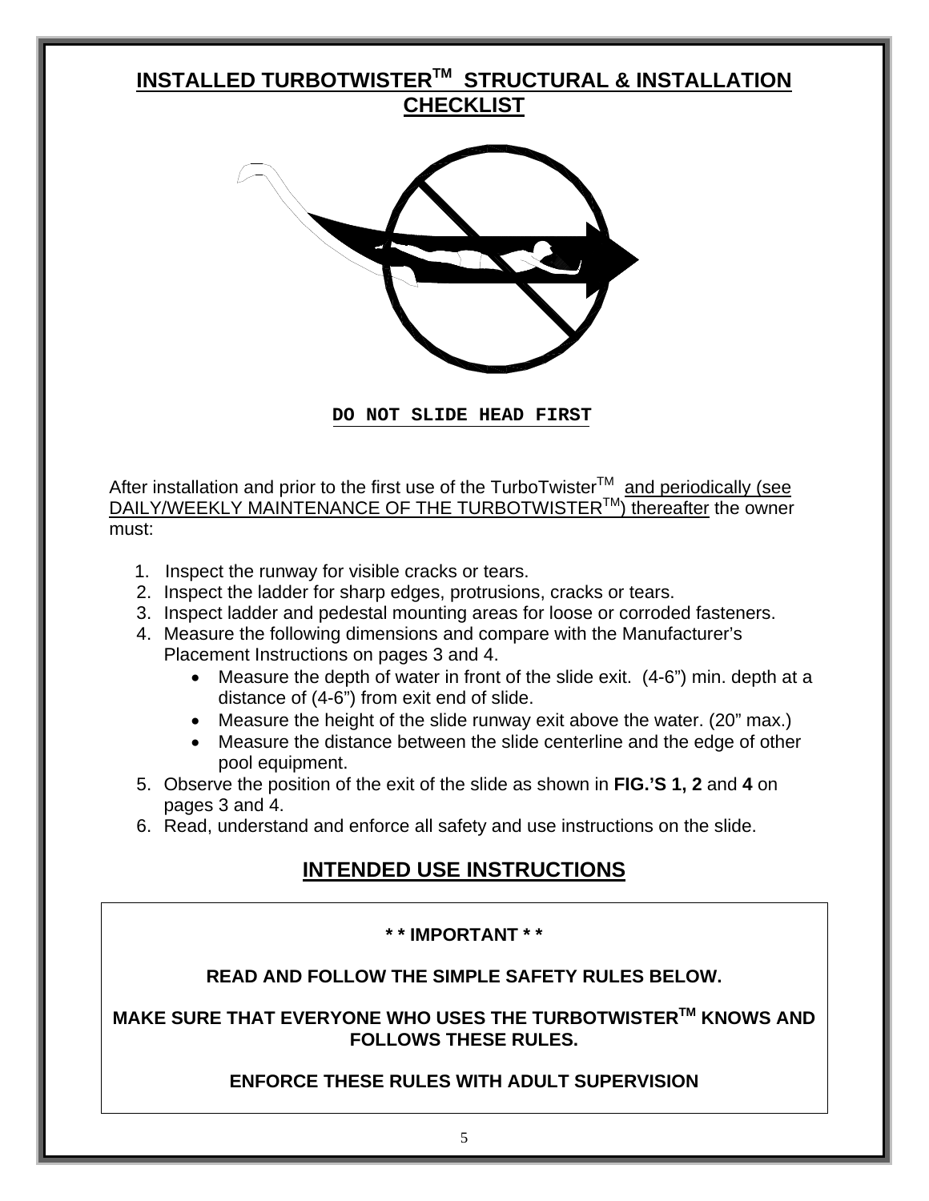# INSTALLED TURBOTWISTER™ STRUCTURAL & INSTALLATION CHECKLIST

**DO NOT SLIDE HEAD FIRST**

After installation and prior to the first use of the TurboTwister™ and periodically (see DAILY/WEEKLY MAINTENANCE OF THE TURBOTWISTER™) thereafter the owner must:

1. Inspect the runway for visible cracks or tears.
2. Inspect the ladder for sharp edges, protrusions, cracks or tears.
3. Inspect ladder and pedestal mounting areas for loose or corroded fasteners.
4. Measure the following dimensions and compare with the Manufacturer's Placement Instructions on pages 3 and 4.
   - Measure the depth of water in front of the slide exit. (4-6") min. depth at a distance of (4-6") from exit end of slide.
   - Measure the height of the slide runway exit above the water. (20" max.)
   - Measure the distance between the slide centerline and the edge of other pool equipment.
5. Observe the position of the exit of the slide as shown in **FIG.'S 1, 2** and **4** on pages 3 and 4.
6. Read, understand and enforce all safety and use instructions on the slide.

## INTENDED USE INSTRUCTIONS

**\* \* IMPORTANT \* \***

**READ AND FOLLOW THE SIMPLE SAFETY RULES BELOW.**

**MAKE SURE THAT EVERYONE WHO USES THE TURBOTWISTER™ KNOWS AND FOLLOWS THESE RULES.**

**ENFORCE THESE RULES WITH ADULT SUPERVISION**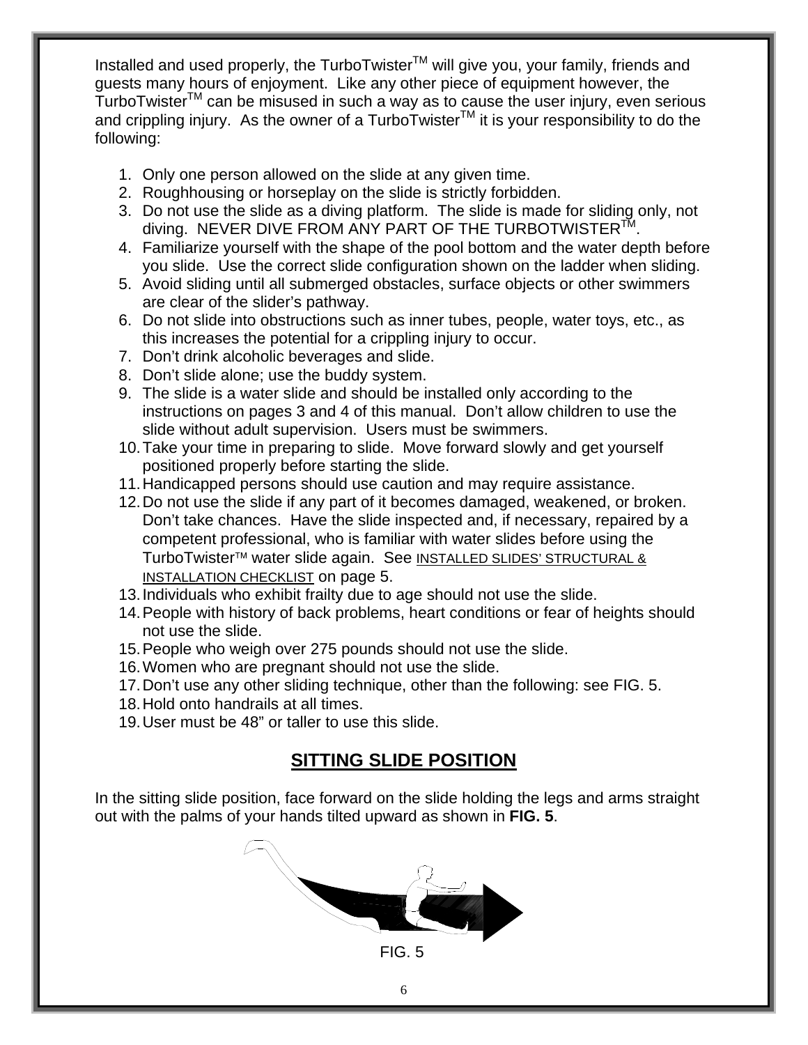Installed and used properly, the TurboTwister™ will give you, your family, friends and guests many hours of enjoyment. Like any other piece of equipment however, the TurboTwister™ can be misused in such a way as to cause the user injury, even serious and crippling injury. As the owner of a TurboTwister™ it is your responsibility to do the following:

1. Only one person allowed on the slide at any given time.
2. Roughhousing or horseplay on the slide is strictly forbidden.
3. Do not use the slide as a diving platform. The slide is made for sliding only, not diving. NEVER DIVE FROM ANY PART OF THE TURBOTWISTER™.
4. Familiarize yourself with the shape of the pool bottom and the water depth before you slide. Use the correct slide configuration shown on the ladder when sliding.
5. Avoid sliding until all submerged obstacles, surface objects or other swimmers are clear of the slider's pathway.
6. Do not slide into obstructions such as inner tubes, people, water toys, etc., as this increases the potential for a crippling injury to occur.
7. Don't drink alcoholic beverages and slide.
8. Don't slide alone; use the buddy system.
9. The slide is a water slide and should be installed only according to the instructions on pages 3 and 4 of this manual. Don't allow children to use the slide without adult supervision. Users must be swimmers.
10. Take your time in preparing to slide. Move forward slowly and get yourself positioned properly before starting the slide.
11. Handicapped persons should use caution and may require assistance.
12. Do not use the slide if any part of it becomes damaged, weakened, or broken. Don't take chances. Have the slide inspected and, if necessary, repaired by a competent professional, who is familiar with water slides before using the TurboTwister™ water slide again. See <u>INSTALLED SLIDES' STRUCTURAL & INSTALLATION CHECKLIST</u> on page 5.
13. Individuals who exhibit frailty due to age should not use the slide.
14. People with history of back problems, heart conditions or fear of heights should not use the slide.
15. People who weigh over 275 pounds should not use the slide.
16. Women who are pregnant should not use the slide.
17. Don't use any other sliding technique, other than the following: see FIG. 5.
18. Hold onto handrails at all times.
19. User must be 48" or taller to use this slide.

## SITTING SLIDE POSITION

In the sitting slide position, face forward on the slide holding the legs and arms straight out with the palms of your hands tilted upward as shown in **FIG. 5**.

FIG. 5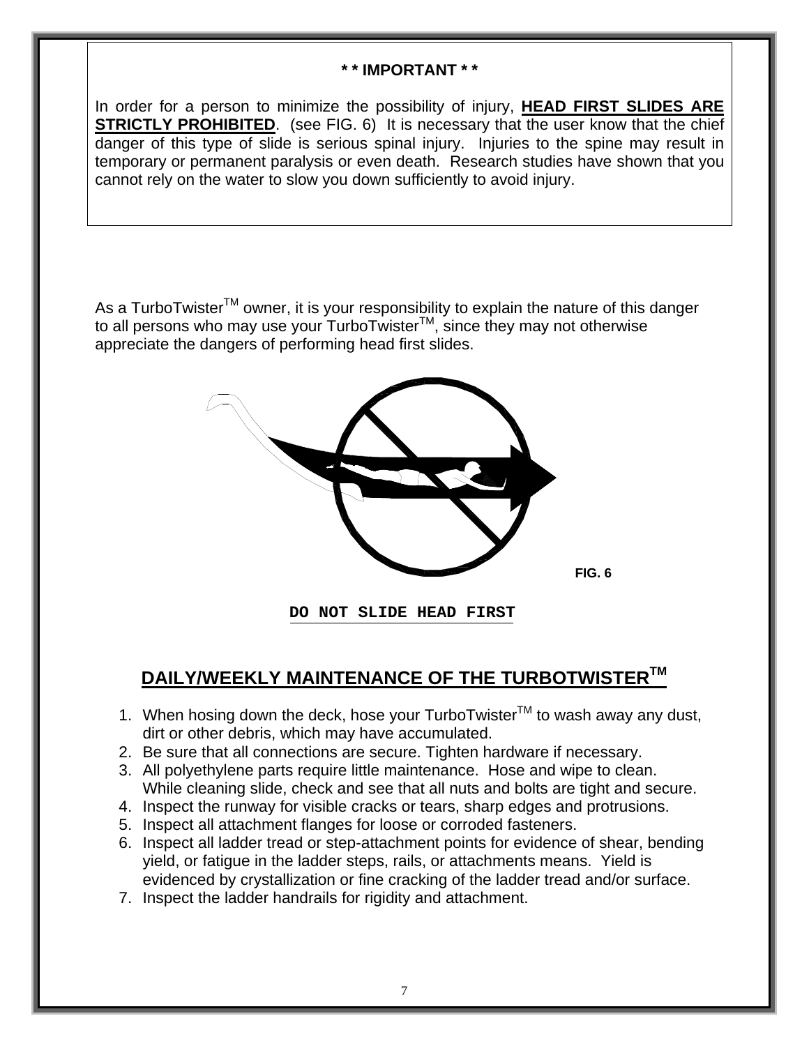**\* \* IMPORTANT \* \***

In order for a person to minimize the possibility of injury, **HEAD FIRST SLIDES ARE STRICTLY PROHIBITED**. (see FIG. 6) It is necessary that the user know that the chief danger of this type of slide is serious spinal injury. Injuries to the spine may result in temporary or permanent paralysis or even death. Research studies have shown that you cannot rely on the water to slow you down sufficiently to avoid injury.

As a TurboTwister™ owner, it is your responsibility to explain the nature of this danger to all persons who may use your TurboTwister™, since they may not otherwise appreciate the dangers of performing head first slides.

FIG. 6

**DO NOT SLIDE HEAD FIRST**

## DAILY/WEEKLY MAINTENANCE OF THE TURBOTWISTER™

1. When hosing down the deck, hose your TurboTwister™ to wash away any dust, dirt or other debris, which may have accumulated.
2. Be sure that all connections are secure. Tighten hardware if necessary.
3. All polyethylene parts require little maintenance. Hose and wipe to clean. While cleaning slide, check and see that all nuts and bolts are tight and secure.
4. Inspect the runway for visible cracks or tears, sharp edges and protrusions.
5. Inspect all attachment flanges for loose or corroded fasteners.
6. Inspect all ladder tread or step-attachment points for evidence of shear, bending yield, or fatigue in the ladder steps, rails, or attachments means. Yield is evidenced by crystallization or fine cracking of the ladder tread and/or surface.
7. Inspect the ladder handrails for rigidity and attachment.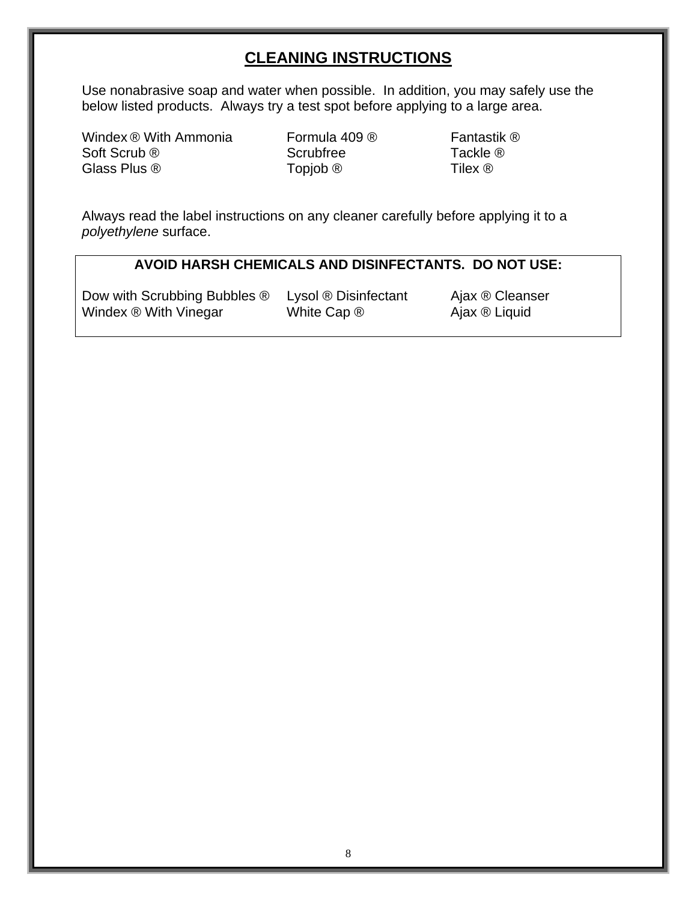## CLEANING INSTRUCTIONS

Use nonabrasive soap and water when possible. In addition, you may safely use the below listed products. Always try a test spot before applying to a large area.

| | | |
|---|---|---|
| Windex ® With Ammonia | Formula 409 ® | Fantastik ® |
| Soft Scrub ® | Scrubfree | Tackle ® |
| Glass Plus ® | Topjob ® | Tilex ® |

Always read the label instructions on any cleaner carefully before applying it to a *polyethylene* surface.

**AVOID HARSH CHEMICALS AND DISINFECTANTS. DO NOT USE:**

| | | |
|---|---|---|
| Dow with Scrubbing Bubbles ® | Lysol ® Disinfectant | Ajax ® Cleanser |
| Windex ® With Vinegar | White Cap ® | Ajax ® Liquid |